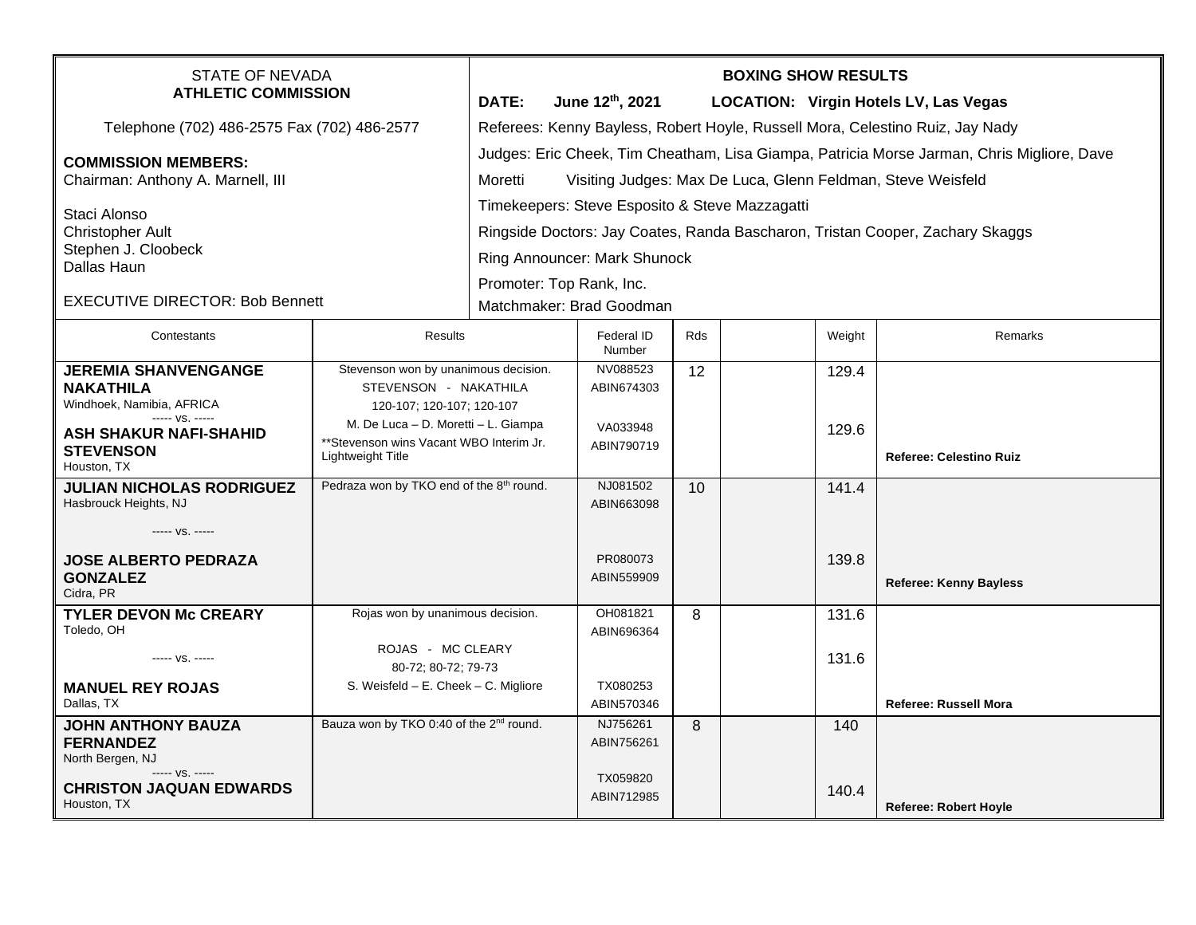STATE OF NEVADA
**ATHLETIC COMMISSION**

Telephone (702) 486-2575 Fax (702) 486-2577

**COMMISSION MEMBERS:**
Chairman: Anthony A. Marnell, III

Staci Alonso
Christopher Ault
Stephen J. Cloobeck
Dallas Haun

EXECUTIVE DIRECTOR: Bob Bennett

**BOXING SHOW RESULTS**

**DATE: June 12th, 2021 LOCATION: Virgin Hotels LV, Las Vegas**

Referees: Kenny Bayless, Robert Hoyle, Russell Mora, Celestino Ruiz, Jay Nady

Judges: Eric Cheek, Tim Cheatham, Lisa Giampa, Patricia Morse Jarman, Chris Migliore, Dave Moretti Visiting Judges: Max De Luca, Glenn Feldman, Steve Weisfeld

Timekeepers: Steve Esposito & Steve Mazzagatti

Ringside Doctors: Jay Coates, Randa Bascharon, Tristan Cooper, Zachary Skaggs

Ring Announcer: Mark Shunock

Promoter: Top Rank, Inc.

Matchmaker: Brad Goodman

| Contestants | Results | Federal ID Number | Rds | | Weight | Remarks |
|---|---|---|---|---|---|---|
| **JEREMIA SHANVENGANGE NAKATHILA** Windhoek, Namibia, AFRICA ----- vs. ----- **ASH SHAKUR NAFI-SHAHID STEVENSON** Houston, TX | Stevenson won by unanimous decision. STEVENSON - NAKATHILA 120-107; 120-107; 120-107 M. De Luca – D. Moretti – L. Giampa **Stevenson wins Vacant WBO Interim Jr. Lightweight Title | NV088523 ABIN674303 VA033948 ABIN790719 | 12 | | 129.4 129.6 | **Referee: Celestino Ruiz** |
| **JULIAN NICHOLAS RODRIGUEZ** Hasbrouck Heights, NJ ----- vs. ----- **JOSE ALBERTO PEDRAZA GONZALEZ** Cidra, PR | Pedraza won by TKO end of the 8th round. | NJ081502 ABIN663098 PR080073 ABIN559909 | 10 | | 141.4 139.8 | **Referee: Kenny Bayless** |
| **TYLER DEVON Mc CREARY** Toledo, OH ----- vs. ----- **MANUEL REY ROJAS** Dallas, TX | Rojas won by unanimous decision. ROJAS - MC CLEARY 80-72; 80-72; 79-73 S. Weisfeld – E. Cheek – C. Migliore | OH081821 ABIN696364 TX080253 ABIN570346 | 8 | | 131.6 131.6 | **Referee: Russell Mora** |
| **JOHN ANTHONY BAUZA FERNANDEZ** North Bergen, NJ ----- vs. ----- **CHRISTON JAQUAN EDWARDS** Houston, TX | Bauza won by TKO 0:40 of the 2nd round. | NJ756261 ABIN756261 TX059820 ABIN712985 | 8 | | 140 140.4 | **Referee: Robert Hoyle** |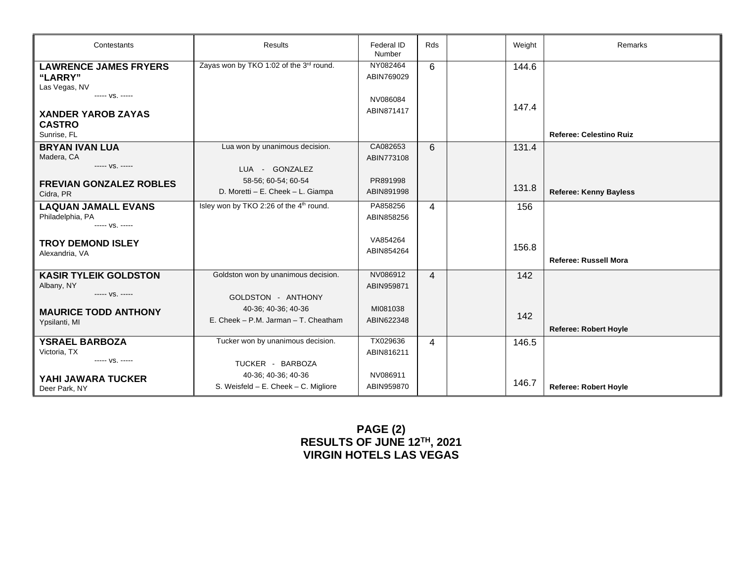| Contestants | Results | Federal ID Number | Rds | | Weight | Remarks |
|---|---|---|---|---|---|---|
| **LAWRENCE JAMES FRYERS "LARRY"**<br>Las Vegas, NV<br>----- vs. -----<br>**XANDER YAROB ZAYAS CASTRO**<br>Sunrise, FL | Zayas won by TKO 1:02 of the 3rd round. | NY082464<br>ABIN769029<br><br>NV086084<br>ABIN871417 | 6 | | 144.6<br><br>147.4 | **Referee: Celestino Ruiz** |
| **BRYAN IVAN LUA**<br>Madera, CA<br>----- vs. -----<br>**FREVIAN GONZALEZ ROBLES**<br>Cidra, PR | Lua won by unanimous decision.<br><br>LUA - GONZALEZ<br>58-56; 60-54; 60-54<br>D. Moretti – E. Cheek – L. Giampa | CA082653<br>ABIN773108<br><br>PR891998<br>ABIN891998 | 6 | | 131.4<br><br>131.8 | **Referee: Kenny Bayless** |
| **LAQUAN JAMALL EVANS**<br>Philadelphia, PA<br>----- vs. -----<br>**TROY DEMOND ISLEY**<br>Alexandria, VA | Isley won by TKO 2:26 of the 4th round. | PA858256<br>ABIN858256<br><br>VA854264<br>ABIN854264 | 4 | | 156<br><br>156.8 | **Referee: Russell Mora** |
| **KASIR TYLEIK GOLDSTON**<br>Albany, NY<br>----- vs. -----<br>**MAURICE TODD ANTHONY**<br>Ypsilanti, MI | Goldston won by unanimous decision.<br><br>GOLDSTON - ANTHONY<br>40-36; 40-36; 40-36<br>E. Cheek – P.M. Jarman – T. Cheatham | NV086912<br>ABIN959871<br><br>MI081038<br>ABIN622348 | 4 | | 142<br><br>142 | **Referee: Robert Hoyle** |
| **YSRAEL BARBOZA**<br>Victoria, TX<br>----- vs. -----<br>**YAHI JAWARA TUCKER**<br>Deer Park, NY | Tucker won by unanimous decision.<br><br>TUCKER - BARBOZA<br>40-36; 40-36; 40-36<br>S. Weisfeld – E. Cheek – C. Migliore | TX029636<br>ABIN816211<br><br>NV086911<br>ABIN959870 | 4 | | 146.5<br><br>146.7 | **Referee: Robert Hoyle** |

**PAGE (2)**
**RESULTS OF JUNE 12TH, 2021**
**VIRGIN HOTELS LAS VEGAS**